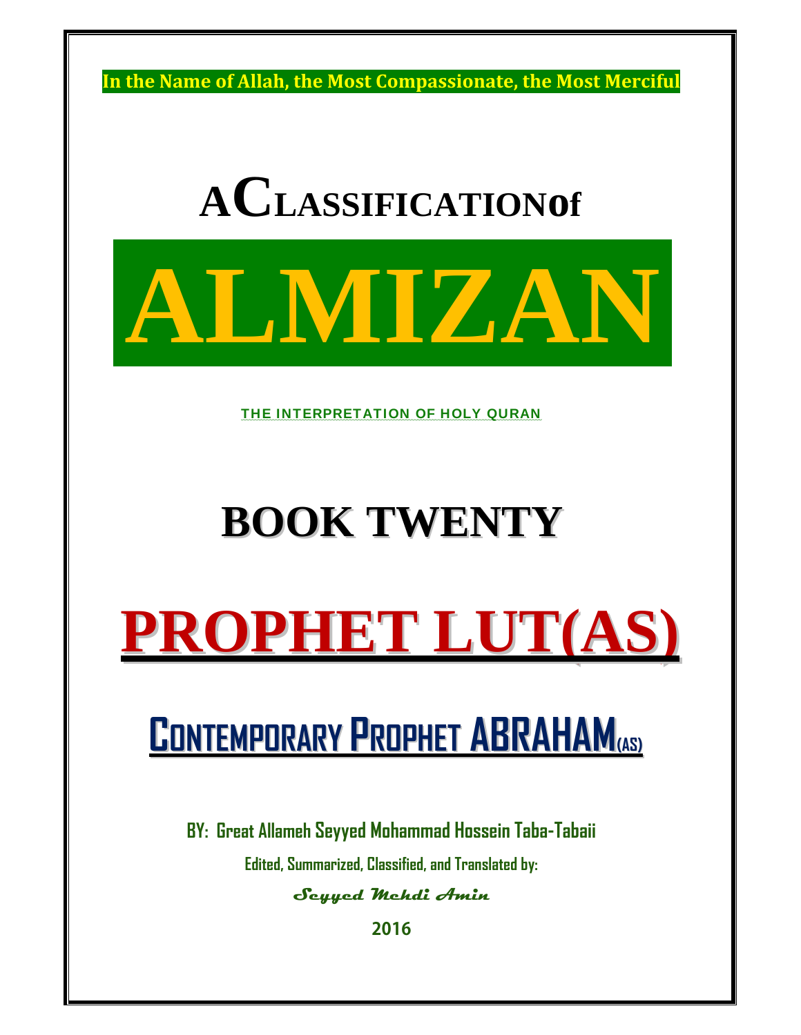**In the Name of Allah, the Most Compassionate, the Most Merciful**

# A CLASSIFICATION of

# ALMIZAN

**THE INTERPRETATION OF HOLY QURAN**

# BOOK TWENTY

# PROPHET LUT(AS)

## CONTEMPORARY PROPHET ABRAHAM(AS)

**BY: Great Allameh Seyyed Mohammad Hossein Taba-Tabaii**

**Edited, Summarized, Classified, and Translated by:**

***Seyyed Mehdi Amin***

**2016**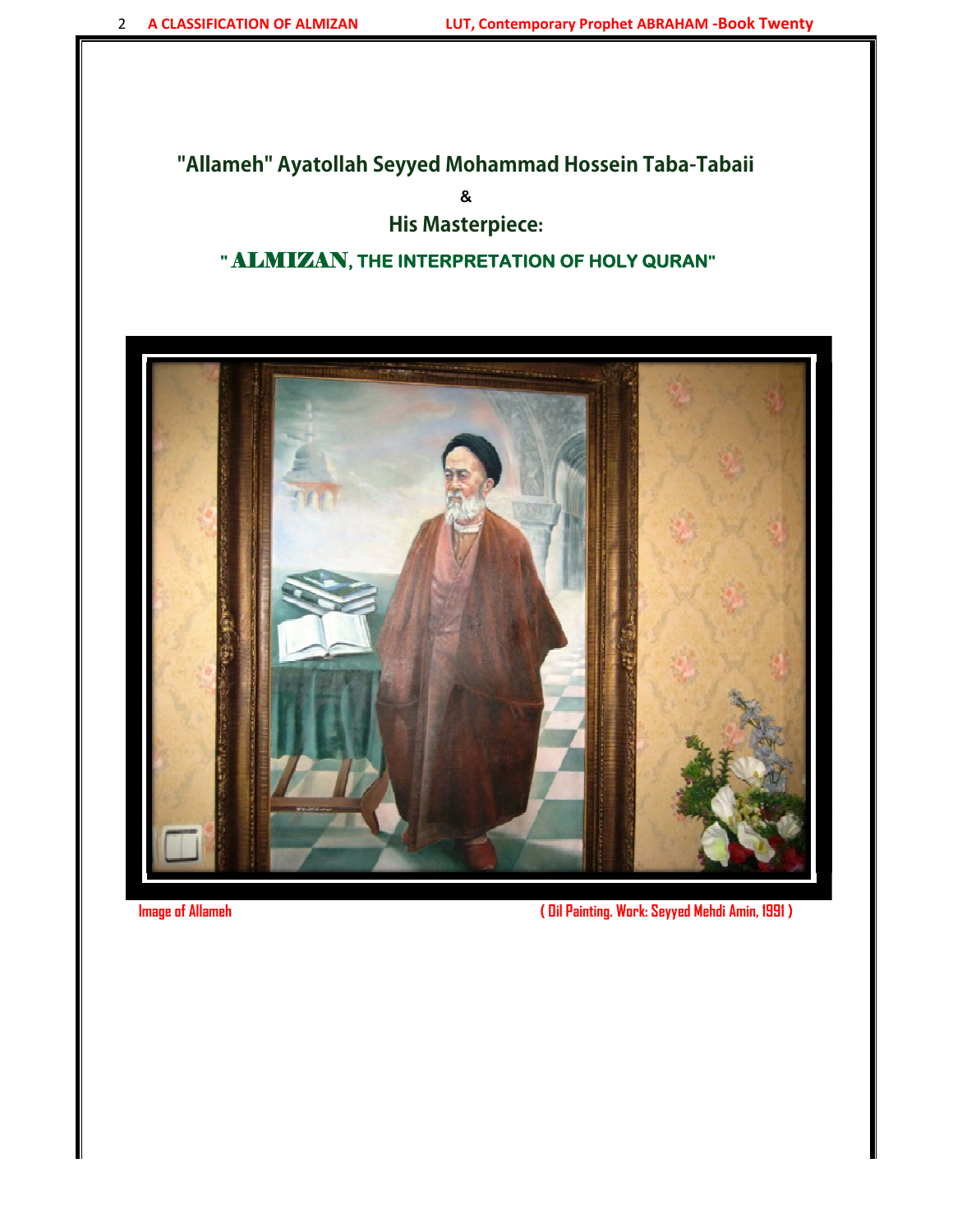# "Allameh" Ayatollah Seyyed Mohammad Hossein Taba-Tabaii

&

## His Masterpiece:

## " ALMIZAN, THE INTERPRETATION OF HOLY QURAN"

Image of Allameh ( Oil Painting. Work: Seyyed Mehdi Amin, 1991 )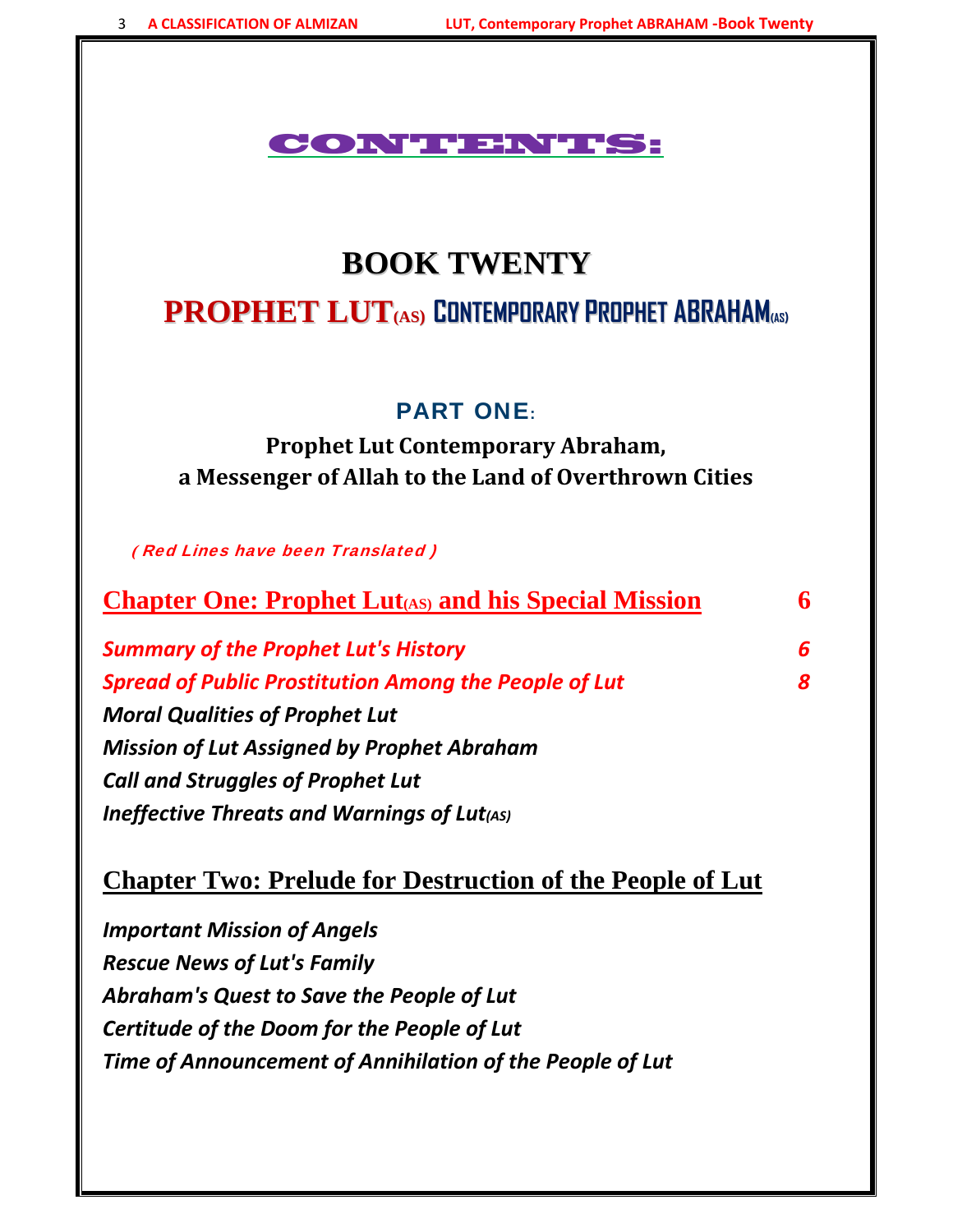# CONTENTS:

# BOOK TWENTY

## PROPHET LUT(AS) CONTEMPORARY PROPHET ABRAHAM(AS)

### PART ONE:

**Prophet Lut Contemporary Abraham, a Messenger of Allah to the Land of Overthrown Cities**

*( Red Lines have been Translated )*

**Chapter One: Prophet Lut(AS) and his Special Mission** 6

*Summary of the Prophet Lut's History* 6

*Spread of Public Prostitution Among the People of Lut* 8

*Moral Qualities of Prophet Lut*

*Mission of Lut Assigned by Prophet Abraham*

*Call and Struggles of Prophet Lut*

*Ineffective Threats and Warnings of Lut(AS)*

**Chapter Two: Prelude for Destruction of the People of Lut**

*Important Mission of Angels*

*Rescue News of Lut's Family*

*Abraham's Quest to Save the People of Lut*

*Certitude of the Doom for the People of Lut*

*Time of Announcement of Annihilation of the People of Lut*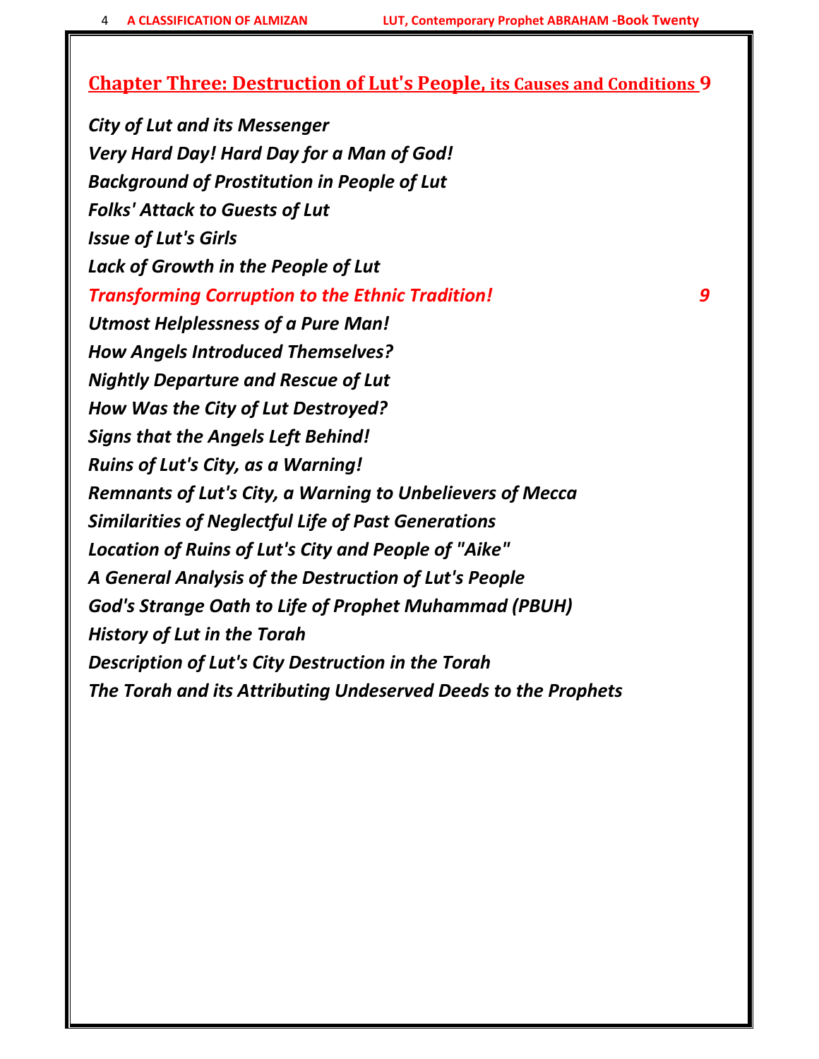## Chapter Three: Destruction of Lut's People, its Causes and Conditions 9

*City of Lut and its Messenger*

*Very Hard Day! Hard Day for a Man of God!*

*Background of Prostitution in People of Lut*

*Folks' Attack to Guests of Lut*

*Issue of Lut's Girls*

*Lack of Growth in the People of Lut*

*Transforming Corruption to the Ethnic Tradition! 9*

*Utmost Helplessness of a Pure Man!*

*How Angels Introduced Themselves?*

*Nightly Departure and Rescue of Lut*

*How Was the City of Lut Destroyed?*

*Signs that the Angels Left Behind!*

*Ruins of Lut's City, as a Warning!*

*Remnants of Lut's City, a Warning to Unbelievers of Mecca*

*Similarities of Neglectful Life of Past Generations*

*Location of Ruins of Lut's City and People of "Aike"*

*A General Analysis of the Destruction of Lut's People*

*God's Strange Oath to Life of Prophet Muhammad (PBUH)*

*History of Lut in the Torah*

*Description of Lut's City Destruction in the Torah*

*The Torah and its Attributing Undeserved Deeds to the Prophets*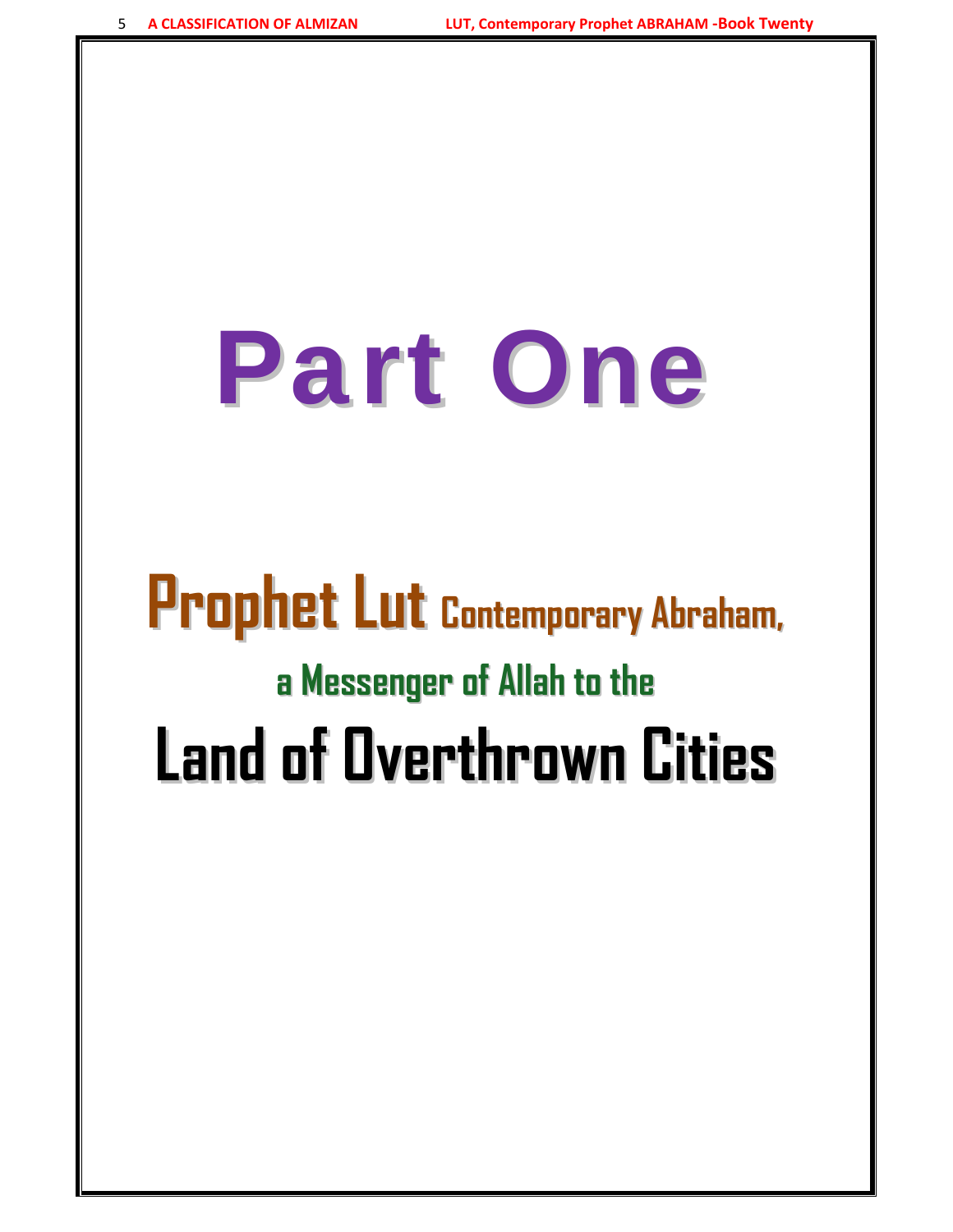# Part One

## Prophet Lut Contemporary Abraham, a Messenger of Allah to the Land of Overthrown Cities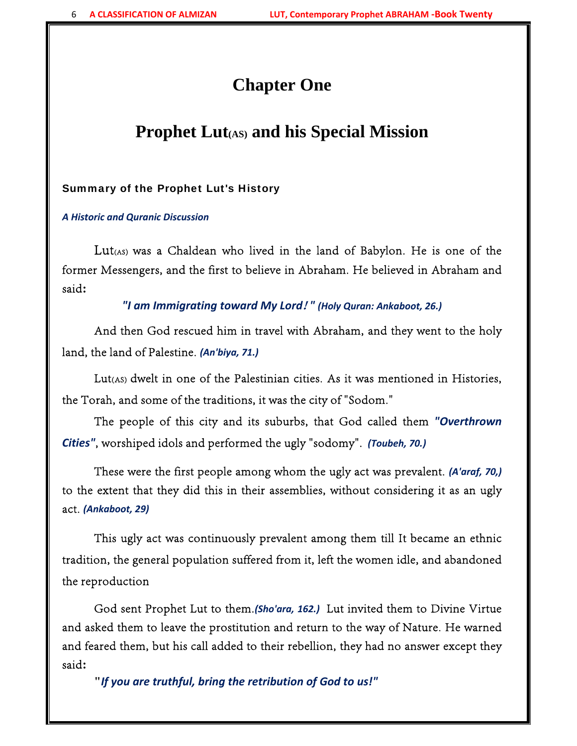# Chapter One

# Prophet Lut(AS) and his Special Mission

### Summary of the Prophet Lut's History

***A Historic and Quranic Discussion***

Lut(AS) was a Chaldean who lived in the land of Babylon. He is one of the former Messengers, and the first to believe in Abraham. He believed in Abraham and said:

***"I am Immigrating toward My Lord!"*** ***(Holy Quran: Ankaboot, 26.)***

And then God rescued him in travel with Abraham, and they went to the holy land, the land of Palestine. ***(An'biya, 71.)***

Lut(AS) dwelt in one of the Palestinian cities. As it was mentioned in Histories, the Torah, and some of the traditions, it was the city of "Sodom."

The people of this city and its suburbs, that God called them ***"Overthrown Cities"***, worshiped idols and performed the ugly "sodomy". ***(Toubeh, 70.)***

These were the first people among whom the ugly act was prevalent. ***(A'araf, 70,)*** to the extent that they did this in their assemblies, without considering it as an ugly act. ***(Ankaboot, 29)***

This ugly act was continuously prevalent among them till It became an ethnic tradition, the general population suffered from it, left the women idle, and abandoned the reproduction

God sent Prophet Lut to them.***(Sho'ara, 162.)*** Lut invited them to Divine Virtue and asked them to leave the prostitution and return to the way of Nature. He warned and feared them, but his call added to their rebellion, they had no answer except they said:

***"If you are truthful, bring the retribution of God to us!"***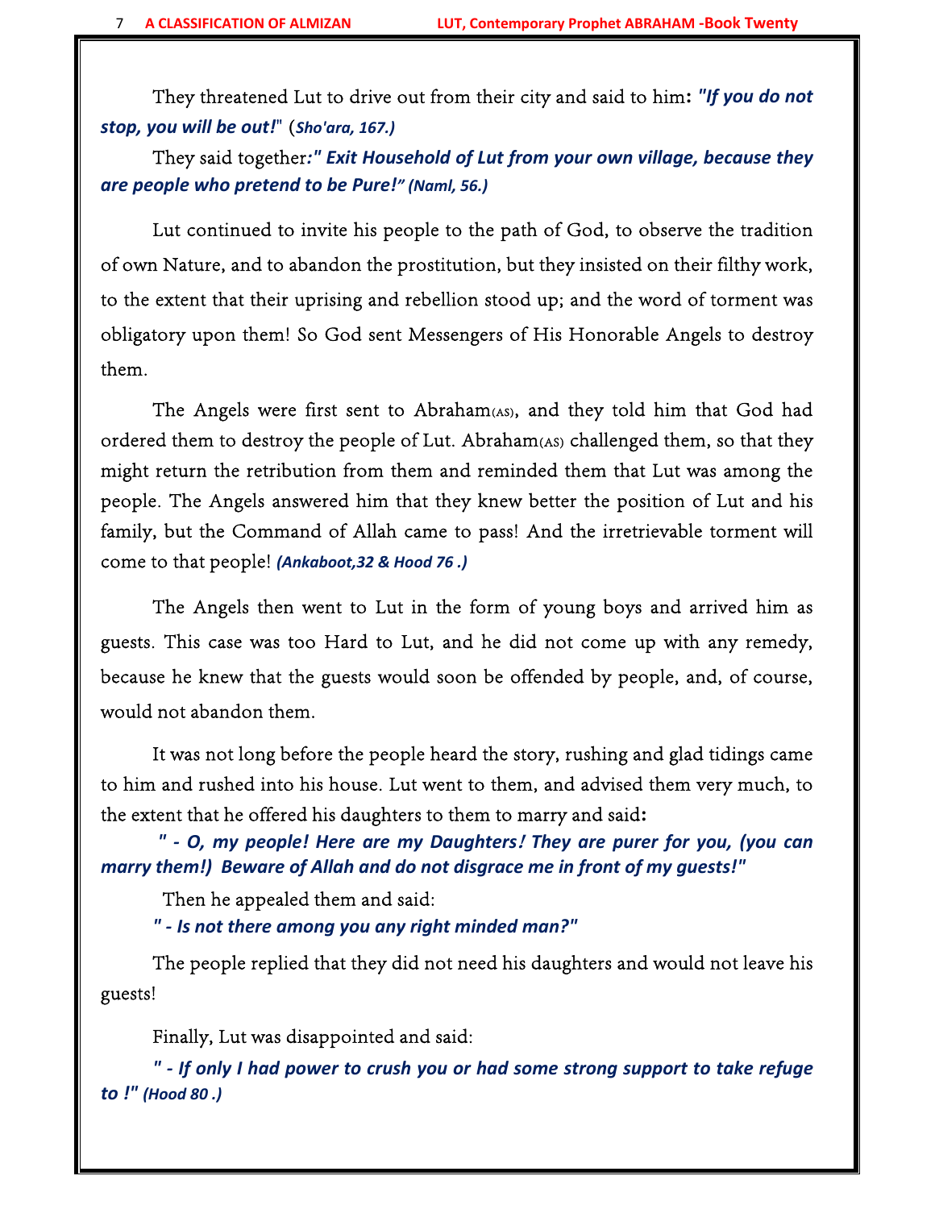They threatened Lut to drive out from their city and said to him: ***"If you do not stop, you will be out!"*** (***Sho'ara, 167.)***

They said together***:" Exit Household of Lut from your own village, because they are people who pretend to be Pure!" (Naml, 56.)***

Lut continued to invite his people to the path of God, to observe the tradition of own Nature, and to abandon the prostitution, but they insisted on their filthy work, to the extent that their uprising and rebellion stood up; and the word of torment was obligatory upon them! So God sent Messengers of His Honorable Angels to destroy them.

The Angels were first sent to Abraham(AS), and they told him that God had ordered them to destroy the people of Lut. Abraham(AS) challenged them, so that they might return the retribution from them and reminded them that Lut was among the people. The Angels answered him that they knew better the position of Lut and his family, but the Command of Allah came to pass! And the irretrievable torment will come to that people! ***(Ankaboot,32 & Hood 76 .)***

The Angels then went to Lut in the form of young boys and arrived him as guests. This case was too Hard to Lut, and he did not come up with any remedy, because he knew that the guests would soon be offended by people, and, of course, would not abandon them.

It was not long before the people heard the story, rushing and glad tidings came to him and rushed into his house. Lut went to them, and advised them very much, to the extent that he offered his daughters to them to marry and said:

***" - O, my people! Here are my Daughters! They are purer for you, (you can marry them!) Beware of Allah and do not disgrace me in front of my guests!"***

Then he appealed them and said:

***" - Is not there among you any right minded man?"***

The people replied that they did not need his daughters and would not leave his guests!

Finally, Lut was disappointed and said:

***" - If only I had power to crush you or had some strong support to take refuge to !" (Hood 80 .)***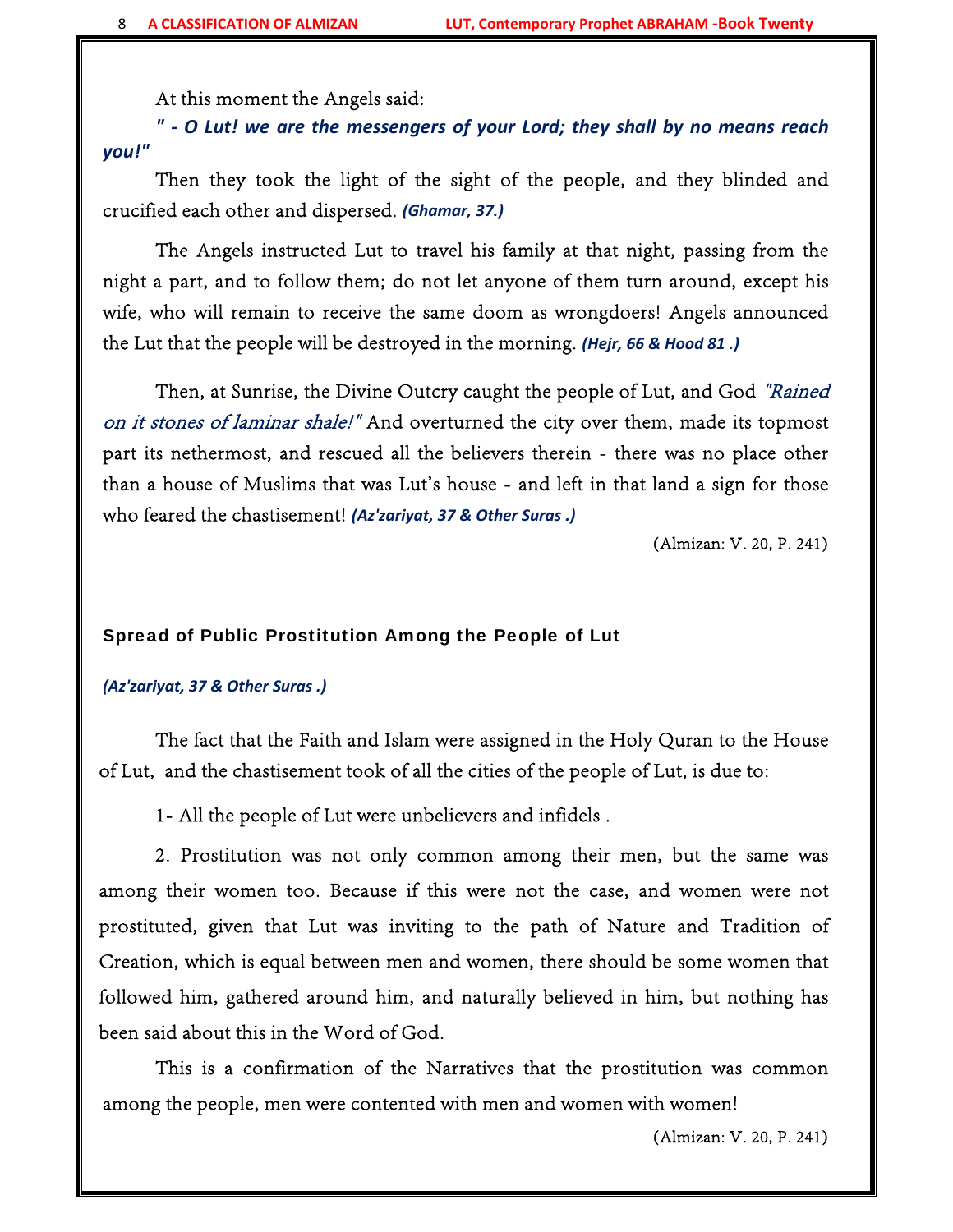At this moment the Angels said:

***" - O Lut! we are the messengers of your Lord; they shall by no means reach you!"***

Then they took the light of the sight of the people, and they blinded and crucified each other and dispersed. ***(Ghamar, 37.)***

The Angels instructed Lut to travel his family at that night, passing from the night a part, and to follow them; do not let anyone of them turn around, except his wife, who will remain to receive the same doom as wrongdoers! Angels announced the Lut that the people will be destroyed in the morning. ***(Hejr, 66 & Hood 81 .)***

Then, at Sunrise, the Divine Outcry caught the people of Lut, and God *"Rained on it stones of laminar shale!"* And overturned the city over them, made its topmost part its nethermost, and rescued all the believers therein - there was no place other than a house of Muslims that was Lut's house - and left in that land a sign for those who feared the chastisement! ***(Az'zariyat, 37 & Other Suras .)***

(Almizan: V. 20, P. 241)

### Spread of Public Prostitution Among the People of Lut

***(Az'zariyat, 37 & Other Suras .)***

The fact that the Faith and Islam were assigned in the Holy Quran to the House of Lut, and the chastisement took of all the cities of the people of Lut, is due to:

1- All the people of Lut were unbelievers and infidels .

2. Prostitution was not only common among their men, but the same was among their women too. Because if this were not the case, and women were not prostituted, given that Lut was inviting to the path of Nature and Tradition of Creation, which is equal between men and women, there should be some women that followed him, gathered around him, and naturally believed in him, but nothing has been said about this in the Word of God.

This is a confirmation of the Narratives that the prostitution was common among the people, men were contented with men and women with women!

(Almizan: V. 20, P. 241)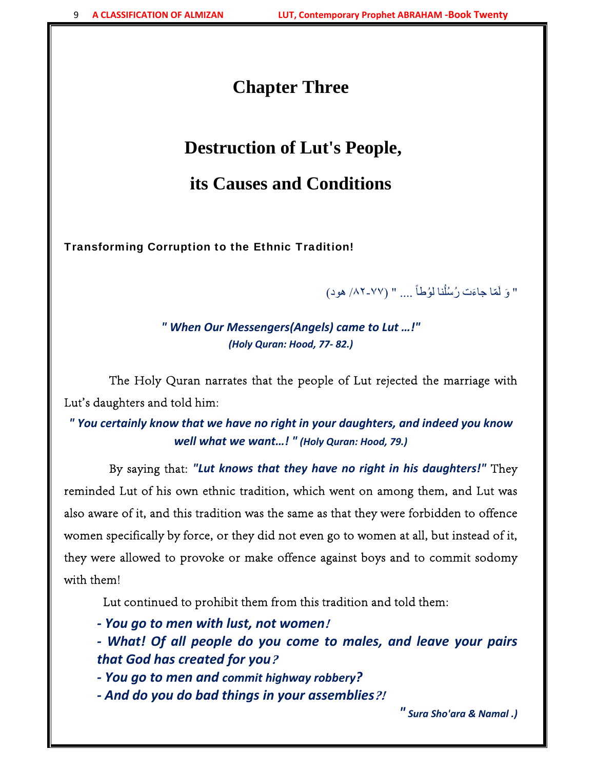# Chapter Three

## Destruction of Lut's People, its Causes and Conditions

### Transforming Corruption to the Ethnic Tradition!

" وَ لَمّا جاءَت رُسُلُنا لوُطاً .... " (۷۷-۸۲/ هود)

***" When Our Messengers(Angels) came to Lut …!"***
***(Holy Quran: Hood, 77- 82.)***

The Holy Quran narrates that the people of Lut rejected the marriage with Lut's daughters and told him:

***" You certainly know that we have no right in your daughters, and indeed you know well what we want…! " (Holy Quran: Hood, 79.)***

By saying that: ***"Lut knows that they have no right in his daughters!"*** They reminded Lut of his own ethnic tradition, which went on among them, and Lut was also aware of it, and this tradition was the same as that they were forbidden to offence women specifically by force, or they did not even go to women at all, but instead of it, they were allowed to provoke or make offence against boys and to commit sodomy with them!

Lut continued to prohibit them from this tradition and told them:

***- You go to men with lust, not women!***
***- What! Of all people do you come to males, and leave your pairs that God has created for you?***
***- You go to men and commit highway robbery?***
***- And do you do bad things in your assemblies?!***

***" Sura Sho'ara & Namal .)***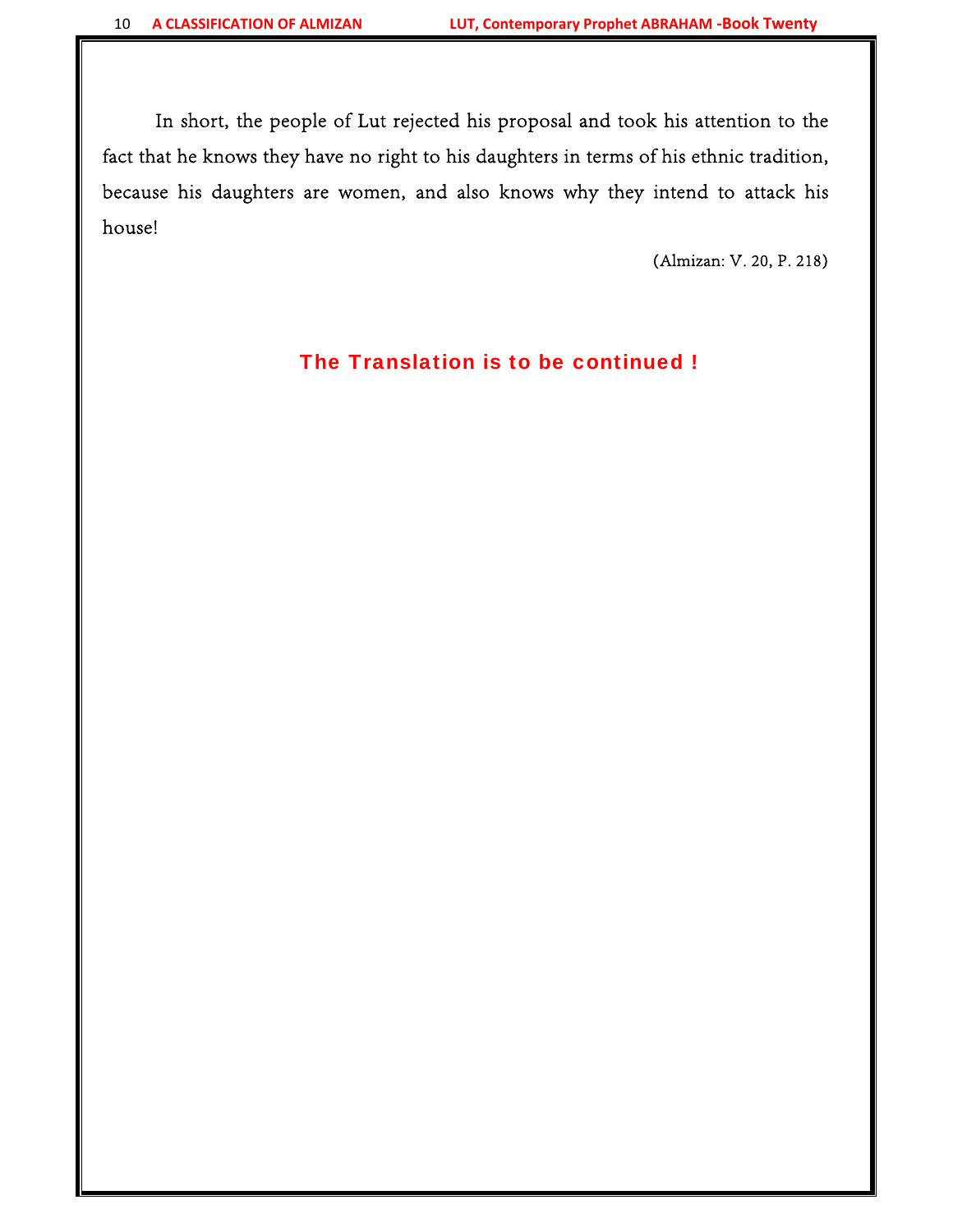In short, the people of Lut rejected his proposal and took his attention to the fact that he knows they have no right to his daughters in terms of his ethnic tradition, because his daughters are women, and also knows why they intend to attack his house!

(Almizan: V. 20, P. 218)

**The Translation is to be continued !**